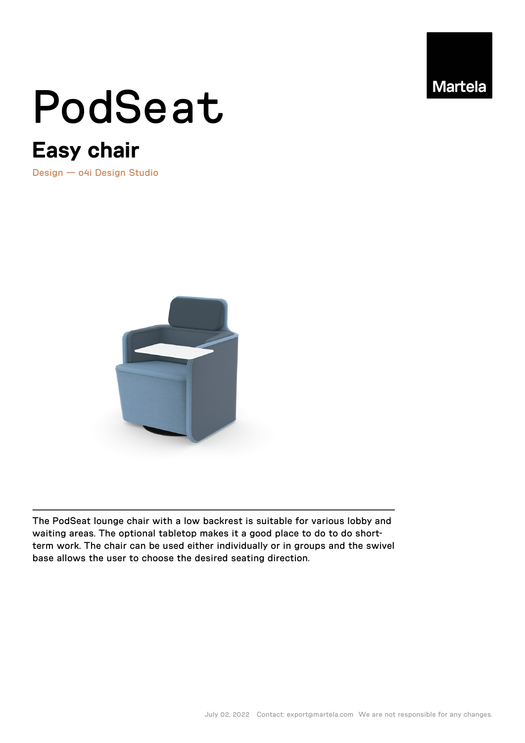Martela

# PodSeat

## Easy chair

Design — o4i Design Studio

The PodSeat lounge chair with a low backrest is suitable for various lobby and waiting areas. The optional tabletop makes it a good place to do to do short-term work. The chair can be used either individually or in groups and the swivel base allows the user to choose the desired seating direction.

July 02, 2022 Contact: export@martela.com We are not responsible for any changes.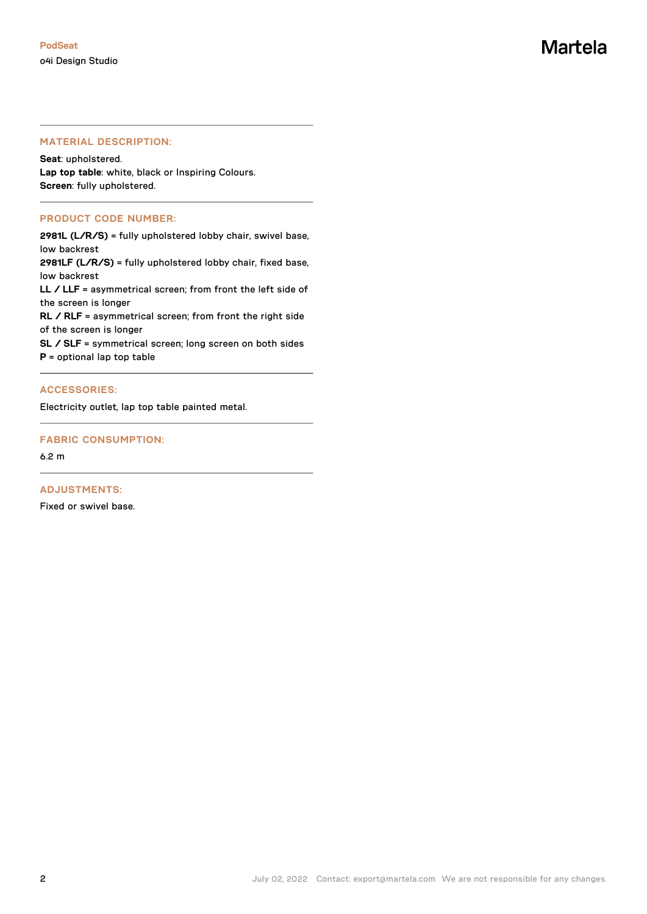**PodSeat**

o4i Design Studio

Martela

---

## MATERIAL DESCRIPTION:

**Seat**: upholstered.
**Lap top table**: white, black or Inspiring Colours.
**Screen**: fully upholstered.

---

## PRODUCT CODE NUMBER:

**2981L (L/R/S)** = fully upholstered lobby chair, swivel base, low backrest
**2981LF (L/R/S)** = fully upholstered lobby chair, fixed base, low backrest
**LL / LLF** = asymmetrical screen; from front the left side of the screen is longer
**RL / RLF** = asymmetrical screen; from front the right side of the screen is longer
**SL / SLF** = symmetrical screen; long screen on both sides
**P** = optional lap top table

---

## ACCESSORIES:

Electricity outlet, lap top table painted metal.

---

## FABRIC CONSUMPTION:

6.2 m

---

## ADJUSTMENTS:

Fixed or swivel base.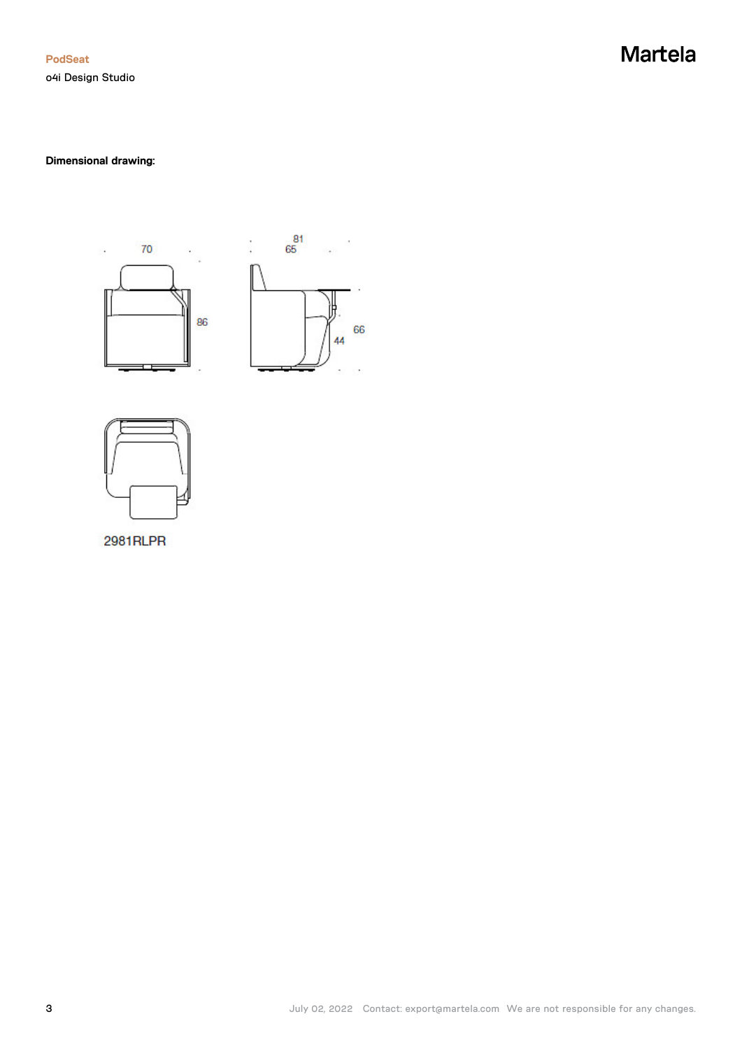PodSeat

o4i Design Studio

**Dimensional drawing:**

70

86

81

65

66

44

2981RLPR